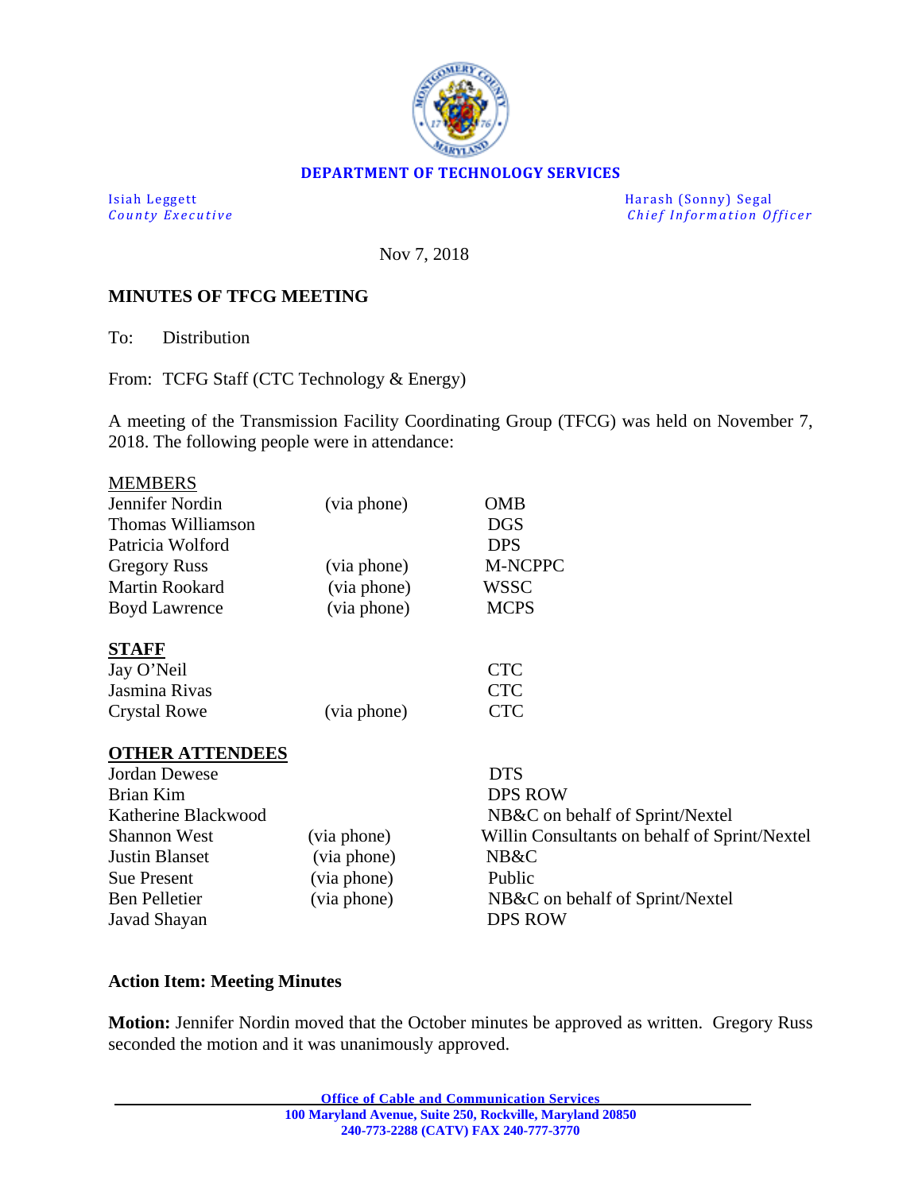**DEPARTMENT OF TECHNOLOGY SERVICES**

Isiah Leggett
*County Executive*

Harash (Sonny) Segal
*Chief Information Officer*

Nov 7, 2018

**MINUTES OF TFCG MEETING**

To: Distribution

From: TCFG Staff (CTC Technology & Energy)

A meeting of the Transmission Facility Coordinating Group (TFCG) was held on November 7, 2018. The following people were in attendance:

MEMBERS

| | | |
|---|---|---|
| Jennifer Nordin | (via phone) | OMB |
| Thomas Williamson | | DGS |
| Patricia Wolford | | DPS |
| Gregory Russ | (via phone) | M-NCPPC |
| Martin Rookard | (via phone) | WSSC |
| Boyd Lawrence | (via phone) | MCPS |

**STAFF**

| | | |
|---|---|---|
| Jay O'Neil | | CTC |
| Jasmina Rivas | | CTC |
| Crystal Rowe | (via phone) | CTC |

**OTHER ATTENDEES**

| | | |
|---|---|---|
| Jordan Dewese | | DTS |
| Brian Kim | | DPS ROW |
| Katherine Blackwood | | NB&C on behalf of Sprint/Nextel |
| Shannon West | (via phone) | Willin Consultants on behalf of Sprint/Nextel |
| Justin Blanset | (via phone) | NB&C |
| Sue Present | (via phone) | Public |
| Ben Pelletier | (via phone) | NB&C on behalf of Sprint/Nextel |
| Javad Shayan | | DPS ROW |

**Action Item: Meeting Minutes**

**Motion:** Jennifer Nordin moved that the October minutes be approved as written. Gregory Russ seconded the motion and it was unanimously approved.

**Office of Cable and Communication Services**
**100 Maryland Avenue, Suite 250, Rockville, Maryland 20850**
**240-773-2288 (CATV) FAX 240-777-3770**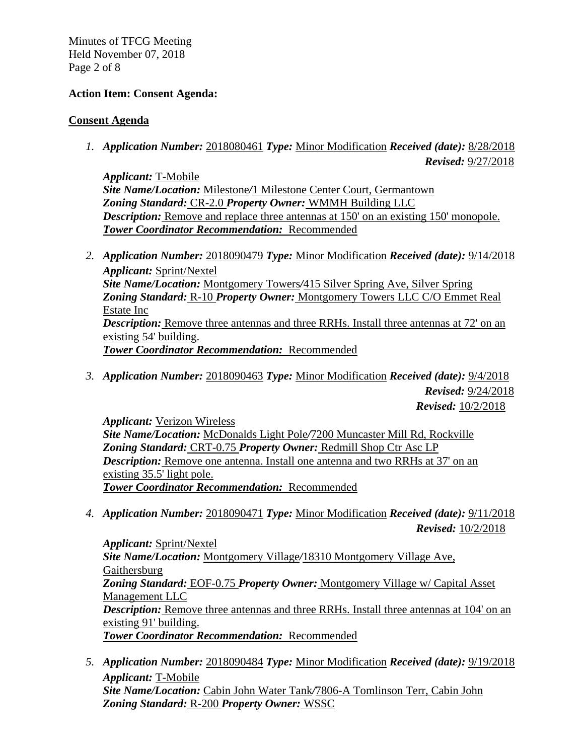**Action Item: Consent Agenda:**

**Consent Agenda**

1. ***Application Number:*** 2018080461 ***Type:*** Minor Modification ***Received (date):*** 8/28/2018
   ***Revised:*** 9/27/2018
   ***Applicant:*** T-Mobile
   ***Site Name/Location:*** Milestone/1 Milestone Center Court, Germantown
   ***Zoning Standard:*** CR-2.0 ***Property Owner:*** WMMH Building LLC
   ***Description:*** Remove and replace three antennas at 150' on an existing 150' monopole.
   ***Tower Coordinator Recommendation:*** Recommended

2. ***Application Number:*** 2018090479 ***Type:*** Minor Modification ***Received (date):*** 9/14/2018
   ***Applicant:*** Sprint/Nextel
   ***Site Name/Location:*** Montgomery Towers/415 Silver Spring Ave, Silver Spring
   ***Zoning Standard:*** R-10 ***Property Owner:*** Montgomery Towers LLC C/O Emmet Real Estate Inc
   ***Description:*** Remove three antennas and three RRHs. Install three antennas at 72' on an existing 54' building.
   ***Tower Coordinator Recommendation:*** Recommended

3. ***Application Number:*** 2018090463 ***Type:*** Minor Modification ***Received (date):*** 9/4/2018
   ***Revised:*** 9/24/2018
   ***Revised:*** 10/2/2018
   ***Applicant:*** Verizon Wireless
   ***Site Name/Location:*** McDonalds Light Pole/7200 Muncaster Mill Rd, Rockville
   ***Zoning Standard:*** CRT-0.75 ***Property Owner:*** Redmill Shop Ctr Asc LP
   ***Description:*** Remove one antenna. Install one antenna and two RRHs at 37' on an existing 35.5' light pole.
   ***Tower Coordinator Recommendation:*** Recommended

4. ***Application Number:*** 2018090471 ***Type:*** Minor Modification ***Received (date):*** 9/11/2018
   ***Revised:*** 10/2/2018
   ***Applicant:*** Sprint/Nextel
   ***Site Name/Location:*** Montgomery Village/18310 Montgomery Village Ave, Gaithersburg
   ***Zoning Standard:*** EOF-0.75 ***Property Owner:*** Montgomery Village w/ Capital Asset Management LLC
   ***Description:*** Remove three antennas and three RRHs. Install three antennas at 104' on an existing 91' building.
   ***Tower Coordinator Recommendation:*** Recommended

5. ***Application Number:*** 2018090484 ***Type:*** Minor Modification ***Received (date):*** 9/19/2018
   ***Applicant:*** T-Mobile
   ***Site Name/Location:*** Cabin John Water Tank/7806-A Tomlinson Terr, Cabin John
   ***Zoning Standard:*** R-200 ***Property Owner:*** WSSC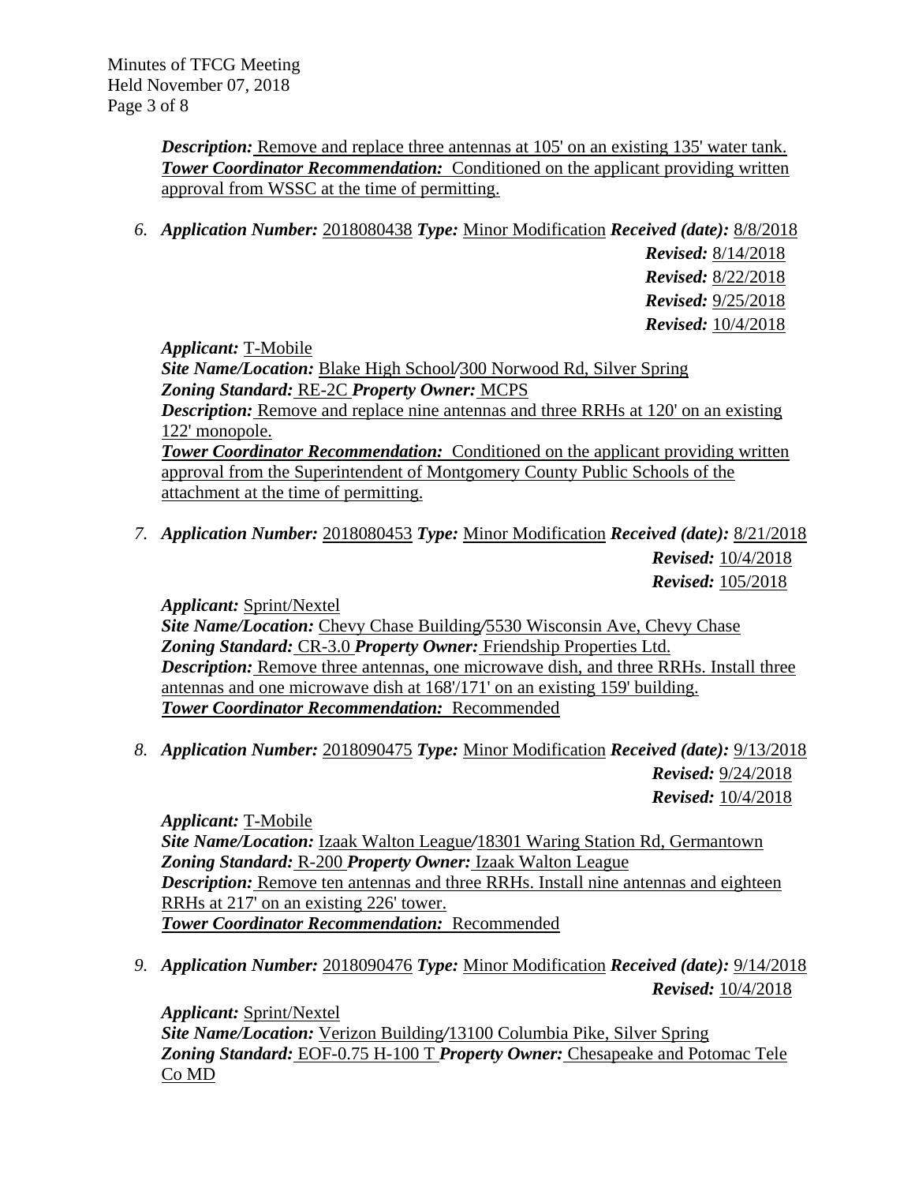***Description:*** Remove and replace three antennas at 105' on an existing 135' water tank.
***Tower Coordinator Recommendation:*** Conditioned on the applicant providing written approval from WSSC at the time of permitting.

6. ***Application Number:*** 2018080438 ***Type:*** Minor Modification ***Received (date):*** 8/8/2018
***Revised:*** 8/14/2018
***Revised:*** 8/22/2018
***Revised:*** 9/25/2018
***Revised:*** 10/4/2018

***Applicant:*** T-Mobile
***Site Name/Location:*** Blake High School/300 Norwood Rd, Silver Spring
***Zoning Standard:*** RE-2C ***Property Owner:*** MCPS
***Description:*** Remove and replace nine antennas and three RRHs at 120' on an existing 122' monopole.
***Tower Coordinator Recommendation:*** Conditioned on the applicant providing written approval from the Superintendent of Montgomery County Public Schools of the attachment at the time of permitting.

7. ***Application Number:*** 2018080453 ***Type:*** Minor Modification ***Received (date):*** 8/21/2018
***Revised:*** 10/4/2018
***Revised:*** 105/2018

***Applicant:*** Sprint/Nextel
***Site Name/Location:*** Chevy Chase Building/5530 Wisconsin Ave, Chevy Chase
***Zoning Standard:*** CR-3.0 ***Property Owner:*** Friendship Properties Ltd.
***Description:*** Remove three antennas, one microwave dish, and three RRHs. Install three antennas and one microwave dish at 168'/171' on an existing 159' building.
***Tower Coordinator Recommendation:*** Recommended

8. ***Application Number:*** 2018090475 ***Type:*** Minor Modification ***Received (date):*** 9/13/2018
***Revised:*** 9/24/2018
***Revised:*** 10/4/2018

***Applicant:*** T-Mobile
***Site Name/Location:*** Izaak Walton League/18301 Waring Station Rd, Germantown
***Zoning Standard:*** R-200 ***Property Owner:*** Izaak Walton League
***Description:*** Remove ten antennas and three RRHs. Install nine antennas and eighteen RRHs at 217' on an existing 226' tower.
***Tower Coordinator Recommendation:*** Recommended

9. ***Application Number:*** 2018090476 ***Type:*** Minor Modification ***Received (date):*** 9/14/2018
***Revised:*** 10/4/2018

***Applicant:*** Sprint/Nextel
***Site Name/Location:*** Verizon Building/13100 Columbia Pike, Silver Spring
***Zoning Standard:*** EOF-0.75 H-100 T ***Property Owner:*** Chesapeake and Potomac Tele Co MD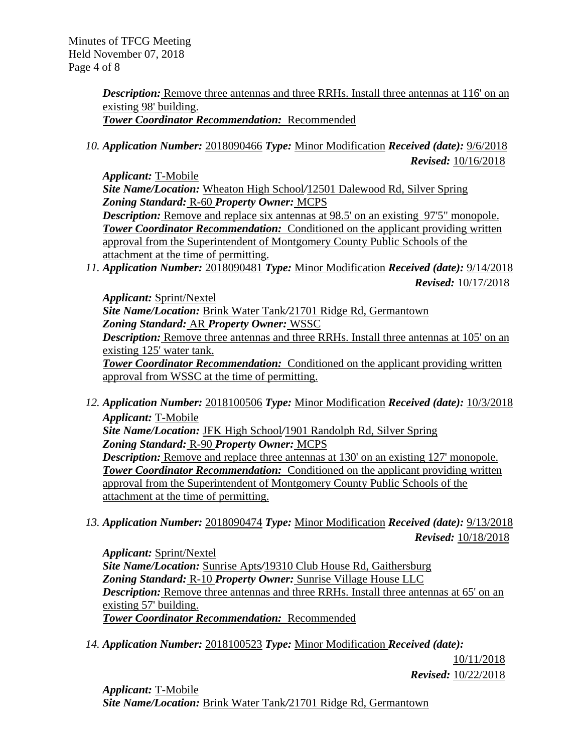***Description:*** Remove three antennas and three RRHs. Install three antennas at 116' on an existing 98' building.
***Tower Coordinator Recommendation:*** Recommended

10. ***Application Number:*** 2018090466 ***Type:*** Minor Modification ***Received (date):*** 9/6/2018
***Revised:*** 10/16/2018

***Applicant:*** T-Mobile
***Site Name/Location:*** Wheaton High School/12501 Dalewood Rd, Silver Spring
***Zoning Standard:*** R-60 ***Property Owner:*** MCPS
***Description:*** Remove and replace six antennas at 98.5' on an existing 97'5" monopole.
***Tower Coordinator Recommendation:*** Conditioned on the applicant providing written approval from the Superintendent of Montgomery County Public Schools of the attachment at the time of permitting.

11. ***Application Number:*** 2018090481 ***Type:*** Minor Modification ***Received (date):*** 9/14/2018
***Revised:*** 10/17/2018

***Applicant:*** Sprint/Nextel
***Site Name/Location:*** Brink Water Tank/21701 Ridge Rd, Germantown
***Zoning Standard:*** AR ***Property Owner:*** WSSC
***Description:*** Remove three antennas and three RRHs. Install three antennas at 105' on an existing 125' water tank.
***Tower Coordinator Recommendation:*** Conditioned on the applicant providing written approval from WSSC at the time of permitting.

12. ***Application Number:*** 2018100506 ***Type:*** Minor Modification ***Received (date):*** 10/3/2018
***Applicant:*** T-Mobile
***Site Name/Location:*** JFK High School/1901 Randolph Rd, Silver Spring
***Zoning Standard:*** R-90 ***Property Owner:*** MCPS
***Description:*** Remove and replace three antennas at 130' on an existing 127' monopole.
***Tower Coordinator Recommendation:*** Conditioned on the applicant providing written approval from the Superintendent of Montgomery County Public Schools of the attachment at the time of permitting.

13. ***Application Number:*** 2018090474 ***Type:*** Minor Modification ***Received (date):*** 9/13/2018
***Revised:*** 10/18/2018

***Applicant:*** Sprint/Nextel
***Site Name/Location:*** Sunrise Apts/19310 Club House Rd, Gaithersburg
***Zoning Standard:*** R-10 ***Property Owner:*** Sunrise Village House LLC
***Description:*** Remove three antennas and three RRHs. Install three antennas at 65' on an existing 57' building.
***Tower Coordinator Recommendation:*** Recommended

14. ***Application Number:*** 2018100523 ***Type:*** Minor Modification ***Received (date):*** 10/11/2018
***Revised:*** 10/22/2018

***Applicant:*** T-Mobile
***Site Name/Location:*** Brink Water Tank/21701 Ridge Rd, Germantown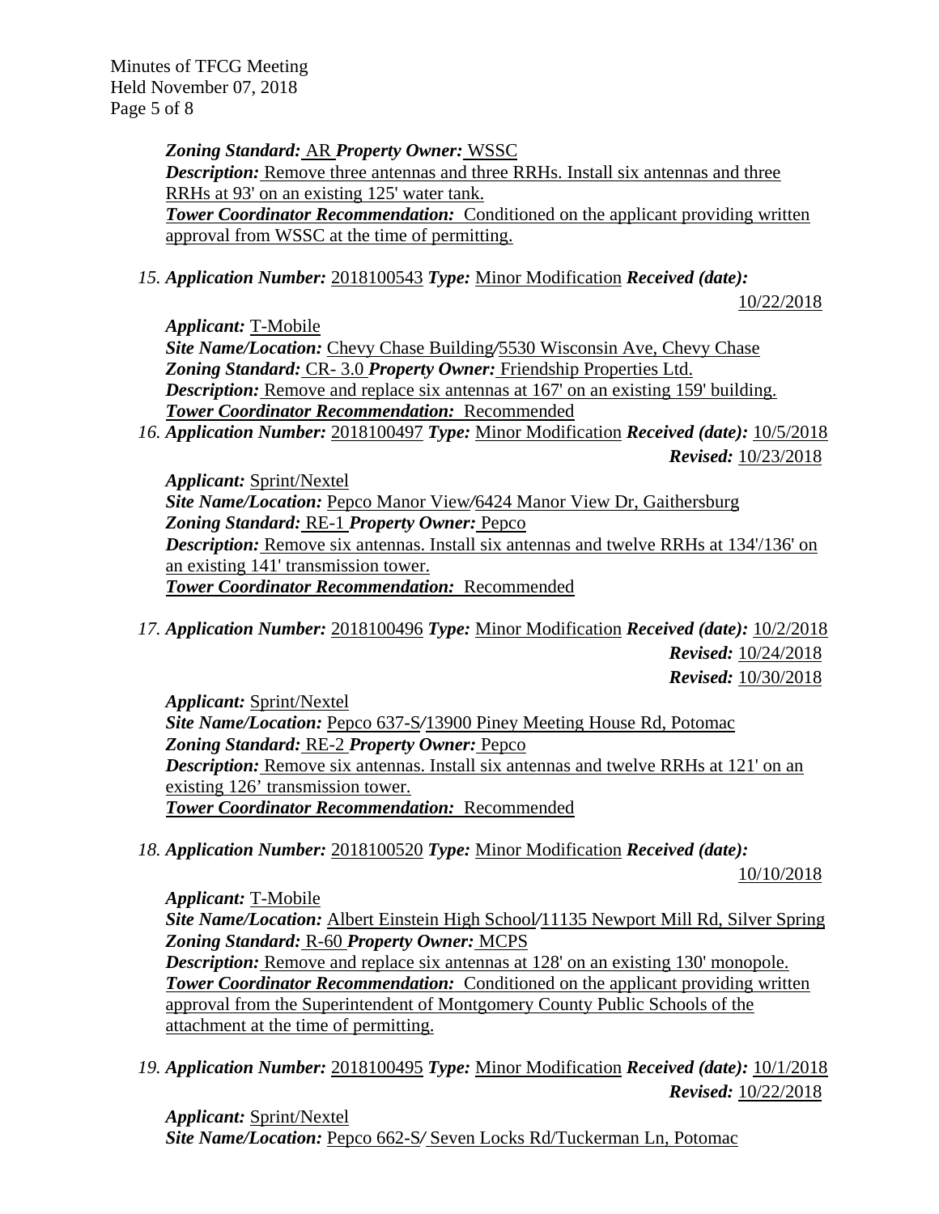***Zoning Standard:*** AR ***Property Owner:*** WSSC
***Description:*** Remove three antennas and three RRHs. Install six antennas and three RRHs at 93' on an existing 125' water tank.
***Tower Coordinator Recommendation:*** Conditioned on the applicant providing written approval from WSSC at the time of permitting.

15. ***Application Number:*** 2018100543 ***Type:*** Minor Modification ***Received (date):*** 10/22/2018

***Applicant:*** T-Mobile
***Site Name/Location:*** Chevy Chase Building/5530 Wisconsin Ave, Chevy Chase
***Zoning Standard:*** CR- 3.0 ***Property Owner:*** Friendship Properties Ltd.
***Description:*** Remove and replace six antennas at 167' on an existing 159' building.
***Tower Coordinator Recommendation:*** Recommended

16. ***Application Number:*** 2018100497 ***Type:*** Minor Modification ***Received (date):*** 10/5/2018
***Revised:*** 10/23/2018

***Applicant:*** Sprint/Nextel
***Site Name/Location:*** Pepco Manor View/6424 Manor View Dr, Gaithersburg
***Zoning Standard:*** RE-1 ***Property Owner:*** Pepco
***Description:*** Remove six antennas. Install six antennas and twelve RRHs at 134'/136' on an existing 141' transmission tower.
***Tower Coordinator Recommendation:*** Recommended

17. ***Application Number:*** 2018100496 ***Type:*** Minor Modification ***Received (date):*** 10/2/2018
***Revised:*** 10/24/2018
***Revised:*** 10/30/2018

***Applicant:*** Sprint/Nextel
***Site Name/Location:*** Pepco 637-S/13900 Piney Meeting House Rd, Potomac
***Zoning Standard:*** RE-2 ***Property Owner:*** Pepco
***Description:*** Remove six antennas. Install six antennas and twelve RRHs at 121' on an existing 126' transmission tower.
***Tower Coordinator Recommendation:*** Recommended

18. ***Application Number:*** 2018100520 ***Type:*** Minor Modification ***Received (date):*** 10/10/2018

***Applicant:*** T-Mobile
***Site Name/Location:*** Albert Einstein High School/11135 Newport Mill Rd, Silver Spring
***Zoning Standard:*** R-60 ***Property Owner:*** MCPS
***Description:*** Remove and replace six antennas at 128' on an existing 130' monopole.
***Tower Coordinator Recommendation:*** Conditioned on the applicant providing written approval from the Superintendent of Montgomery County Public Schools of the attachment at the time of permitting.

19. ***Application Number:*** 2018100495 ***Type:*** Minor Modification ***Received (date):*** 10/1/2018
***Revised:*** 10/22/2018

***Applicant:*** Sprint/Nextel
***Site Name/Location:*** Pepco 662-S/ Seven Locks Rd/Tuckerman Ln, Potomac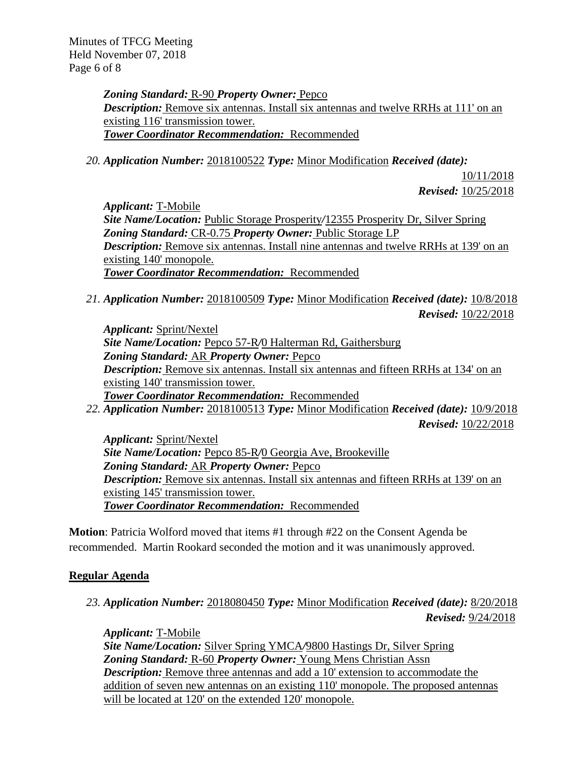***Zoning Standard:*** R-90 ***Property Owner:*** Pepco
***Description:*** Remove six antennas. Install six antennas and twelve RRHs at 111' on an existing 116' transmission tower.
***Tower Coordinator Recommendation:*** Recommended

20. ***Application Number:*** 2018100522 ***Type:*** Minor Modification ***Received (date):*** 10/11/2018 ***Revised:*** 10/25/2018

***Applicant:*** T-Mobile
***Site Name/Location:*** Public Storage Prosperity/12355 Prosperity Dr, Silver Spring
***Zoning Standard:*** CR-0.75 ***Property Owner:*** Public Storage LP
***Description:*** Remove six antennas. Install nine antennas and twelve RRHs at 139' on an existing 140' monopole.
***Tower Coordinator Recommendation:*** Recommended

21. ***Application Number:*** 2018100509 ***Type:*** Minor Modification ***Received (date):*** 10/8/2018 ***Revised:*** 10/22/2018

***Applicant:*** Sprint/Nextel
***Site Name/Location:*** Pepco 57-R/0 Halterman Rd, Gaithersburg
***Zoning Standard:*** AR ***Property Owner:*** Pepco
***Description:*** Remove six antennas. Install six antennas and fifteen RRHs at 134' on an existing 140' transmission tower.
***Tower Coordinator Recommendation:*** Recommended

22. ***Application Number:*** 2018100513 ***Type:*** Minor Modification ***Received (date):*** 10/9/2018 ***Revised:*** 10/22/2018

***Applicant:*** Sprint/Nextel
***Site Name/Location:*** Pepco 85-R/0 Georgia Ave, Brookeville
***Zoning Standard:*** AR ***Property Owner:*** Pepco
***Description:*** Remove six antennas. Install six antennas and fifteen RRHs at 139' on an existing 145' transmission tower.
***Tower Coordinator Recommendation:*** Recommended

**Motion**: Patricia Wolford moved that items #1 through #22 on the Consent Agenda be recommended. Martin Rookard seconded the motion and it was unanimously approved.

## Regular Agenda

23. ***Application Number:*** 2018080450 ***Type:*** Minor Modification ***Received (date):*** 8/20/2018 ***Revised:*** 9/24/2018

***Applicant:*** T-Mobile
***Site Name/Location:*** Silver Spring YMCA/9800 Hastings Dr, Silver Spring
***Zoning Standard:*** R-60 ***Property Owner:*** Young Mens Christian Assn
***Description:*** Remove three antennas and add a 10' extension to accommodate the addition of seven new antennas on an existing 110' monopole. The proposed antennas will be located at 120' on the extended 120' monopole.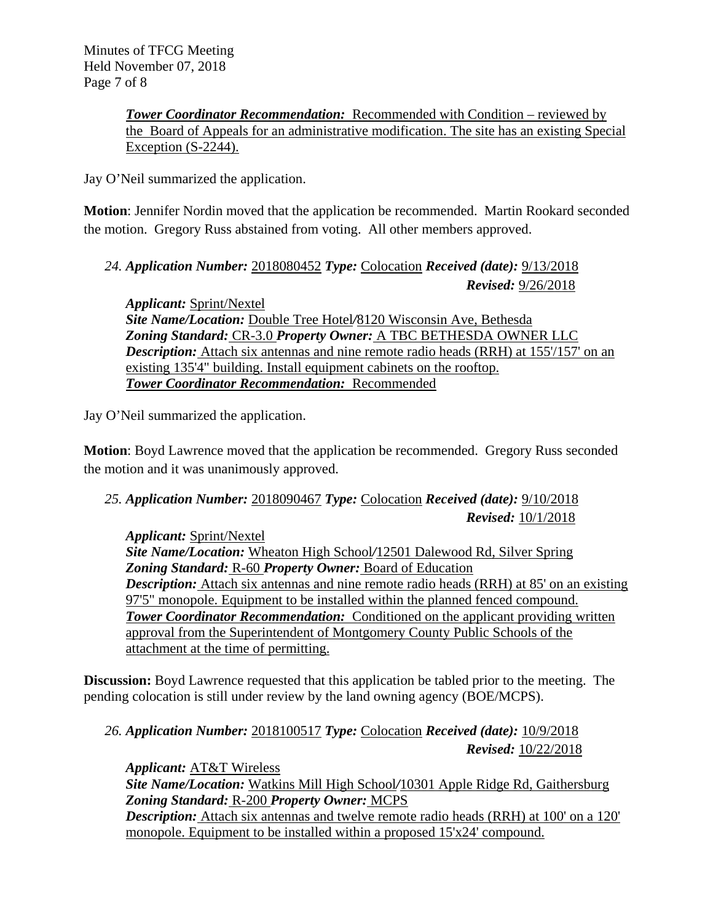***Tower Coordinator Recommendation:*** Recommended with Condition – reviewed by the Board of Appeals for an administrative modification. The site has an existing Special Exception (S-2244).

Jay O'Neil summarized the application.

**Motion**: Jennifer Nordin moved that the application be recommended. Martin Rookard seconded the motion. Gregory Russ abstained from voting. All other members approved.

*24. **Application Number:*** 2018080452 ***Type:*** Colocation ***Received (date):*** 9/13/2018
***Revised:*** 9/26/2018

***Applicant:*** Sprint/Nextel
***Site Name/Location:*** Double Tree Hotel/8120 Wisconsin Ave, Bethesda
***Zoning Standard:*** CR-3.0 ***Property Owner:*** A TBC BETHESDA OWNER LLC
***Description:*** Attach six antennas and nine remote radio heads (RRH) at 155'/157' on an existing 135'4" building. Install equipment cabinets on the rooftop.
***Tower Coordinator Recommendation:*** Recommended

Jay O'Neil summarized the application.

**Motion**: Boyd Lawrence moved that the application be recommended. Gregory Russ seconded the motion and it was unanimously approved.

*25. **Application Number:*** 2018090467 ***Type:*** Colocation ***Received (date):*** 9/10/2018
***Revised:*** 10/1/2018

***Applicant:*** Sprint/Nextel
***Site Name/Location:*** Wheaton High School/12501 Dalewood Rd, Silver Spring
***Zoning Standard:*** R-60 ***Property Owner:*** Board of Education
***Description:*** Attach six antennas and nine remote radio heads (RRH) at 85' on an existing 97'5" monopole. Equipment to be installed within the planned fenced compound.
***Tower Coordinator Recommendation:*** Conditioned on the applicant providing written approval from the Superintendent of Montgomery County Public Schools of the attachment at the time of permitting.

**Discussion:** Boyd Lawrence requested that this application be tabled prior to the meeting. The pending colocation is still under review by the land owning agency (BOE/MCPS).

*26. **Application Number:*** 2018100517 ***Type:*** Colocation ***Received (date):*** 10/9/2018
***Revised:*** 10/22/2018

***Applicant:*** AT&T Wireless
***Site Name/Location:*** Watkins Mill High School/10301 Apple Ridge Rd, Gaithersburg
***Zoning Standard:*** R-200 ***Property Owner:*** MCPS
***Description:*** Attach six antennas and twelve remote radio heads (RRH) at 100' on a 120' monopole. Equipment to be installed within a proposed 15'x24' compound.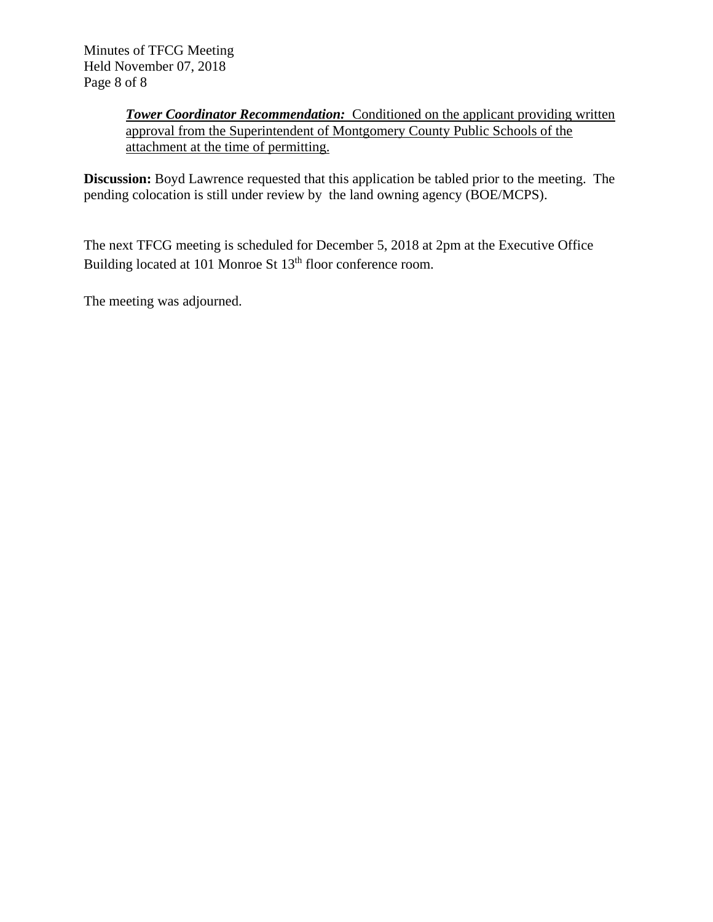***Tower Coordinator Recommendation:*** Conditioned on the applicant providing written approval from the Superintendent of Montgomery County Public Schools of the attachment at the time of permitting.

**Discussion:** Boyd Lawrence requested that this application be tabled prior to the meeting. The pending colocation is still under review by the land owning agency (BOE/MCPS).

The next TFCG meeting is scheduled for December 5, 2018 at 2pm at the Executive Office Building located at 101 Monroe St 13th floor conference room.

The meeting was adjourned.